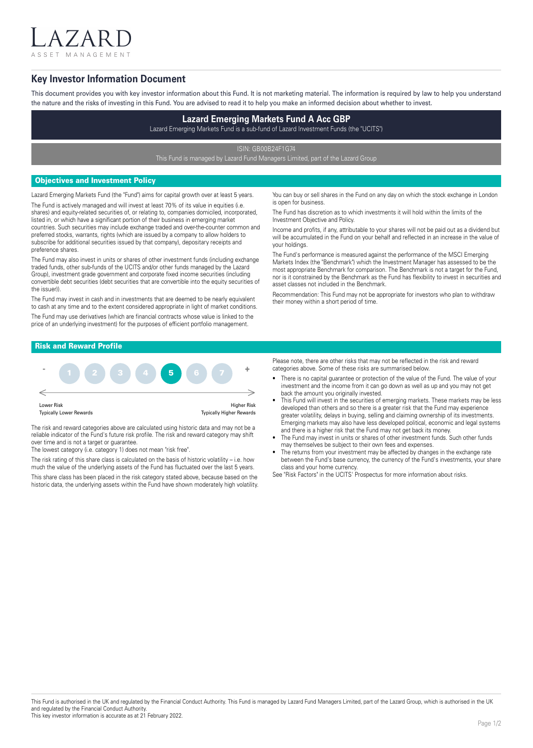LAZARD
ASSET MANAGEMENT

# Key Investor Information Document

This document provides you with key investor information about this Fund. It is not marketing material. The information is required by law to help you understand the nature and the risks of investing in this Fund. You are advised to read it to help you make an informed decision about whether to invest.

## Lazard Emerging Markets Fund A Acc GBP

Lazard Emerging Markets Fund is a sub-fund of Lazard Investment Funds (the "UCITS")

ISIN: GB00B24F1G74

This Fund is managed by Lazard Fund Managers Limited, part of the Lazard Group

## Objectives and Investment Policy

Lazard Emerging Markets Fund (the "Fund") aims for capital growth over at least 5 years.

The Fund is actively managed and will invest at least 70% of its value in equities (i.e. shares) and equity-related securities of, or relating to, companies domiciled, incorporated, listed in, or which have a significant portion of their business in emerging market countries. Such securities may include exchange traded and over-the-counter common and preferred stocks, warrants, rights (which are issued by a company to allow holders to subscribe for additional securities issued by that company), depositary receipts and preference shares.

The Fund may also invest in units or shares of other investment funds (including exchange traded funds, other sub-funds of the UCITS and/or other funds managed by the Lazard Group), investment grade government and corporate fixed income securities (including convertible debt securities (debt securities that are convertible into the equity securities of the issuer)).

The Fund may invest in cash and in investments that are deemed to be nearly equivalent to cash at any time and to the extent considered appropriate in light of market conditions.

The Fund may use derivatives (which are financial contracts whose value is linked to the price of an underlying investment) for the purposes of efficient portfolio management.

You can buy or sell shares in the Fund on any day on which the stock exchange in London is open for business.

The Fund has discretion as to which investments it will hold within the limits of the Investment Objective and Policy.

Income and profits, if any, attributable to your shares will not be paid out as a dividend but will be accumulated in the Fund on your behalf and reflected in an increase in the value of your holdings.

The Fund's performance is measured against the performance of the MSCI Emerging Markets Index (the "Benchmark") which the Investment Manager has assessed to be the most appropriate Benchmark for comparison. The Benchmark is not a target for the Fund, nor is it constrained by the Benchmark as the Fund has flexibility to invest in securities and asset classes not included in the Benchmark.

Recommendation: This Fund may not be appropriate for investors who plan to withdraw their money within a short period of time.

## Risk and Reward Profile

| - | 1 | 2 | 3 | 4 | **5** | 6 | 7 | + |
|---|---|---|---|---|---|---|---|---|

Lower Risk — Typically Lower Rewards ← → Higher Risk — Typically Higher Rewards

The risk and reward categories above are calculated using historic data and may not be a reliable indicator of the Fund's future risk profile. The risk and reward category may shift over time and is not a target or guarantee.

The lowest category (i.e. category 1) does not mean "risk free".

The risk rating of this share class is calculated on the basis of historic volatility – i.e. how much the value of the underlying assets of the Fund has fluctuated over the last 5 years.

This share class has been placed in the risk category stated above, because based on the historic data, the underlying assets within the Fund have shown moderately high volatility.

Please note, there are other risks that may not be reflected in the risk and reward categories above. Some of these risks are summarised below.

- There is no capital guarantee or protection of the value of the Fund. The value of your investment and the income from it can go down as well as up and you may not get back the amount you originally invested.
- This Fund will invest in the securities of emerging markets. These markets may be less developed than others and so there is a greater risk that the Fund may experience greater volatility, delays in buying, selling and claiming ownership of its investments. Emerging markets may also have less developed political, economic and legal systems and there is a higher risk that the Fund may not get back its money.
- The Fund may invest in units or shares of other investment funds. Such other funds may themselves be subject to their own fees and expenses.
- The returns from your investment may be affected by changes in the exchange rate between the Fund's base currency, the currency of the Fund's investments, your share class and your home currency.

See "Risk Factors" in the UCITS' Prospectus for more information about risks.

This Fund is authorised in the UK and regulated by the Financial Conduct Authority. This Fund is managed by Lazard Fund Managers Limited, part of the Lazard Group, which is authorised in the UK and regulated by the Financial Conduct Authority.
This key investor information is accurate as at 21 February 2022.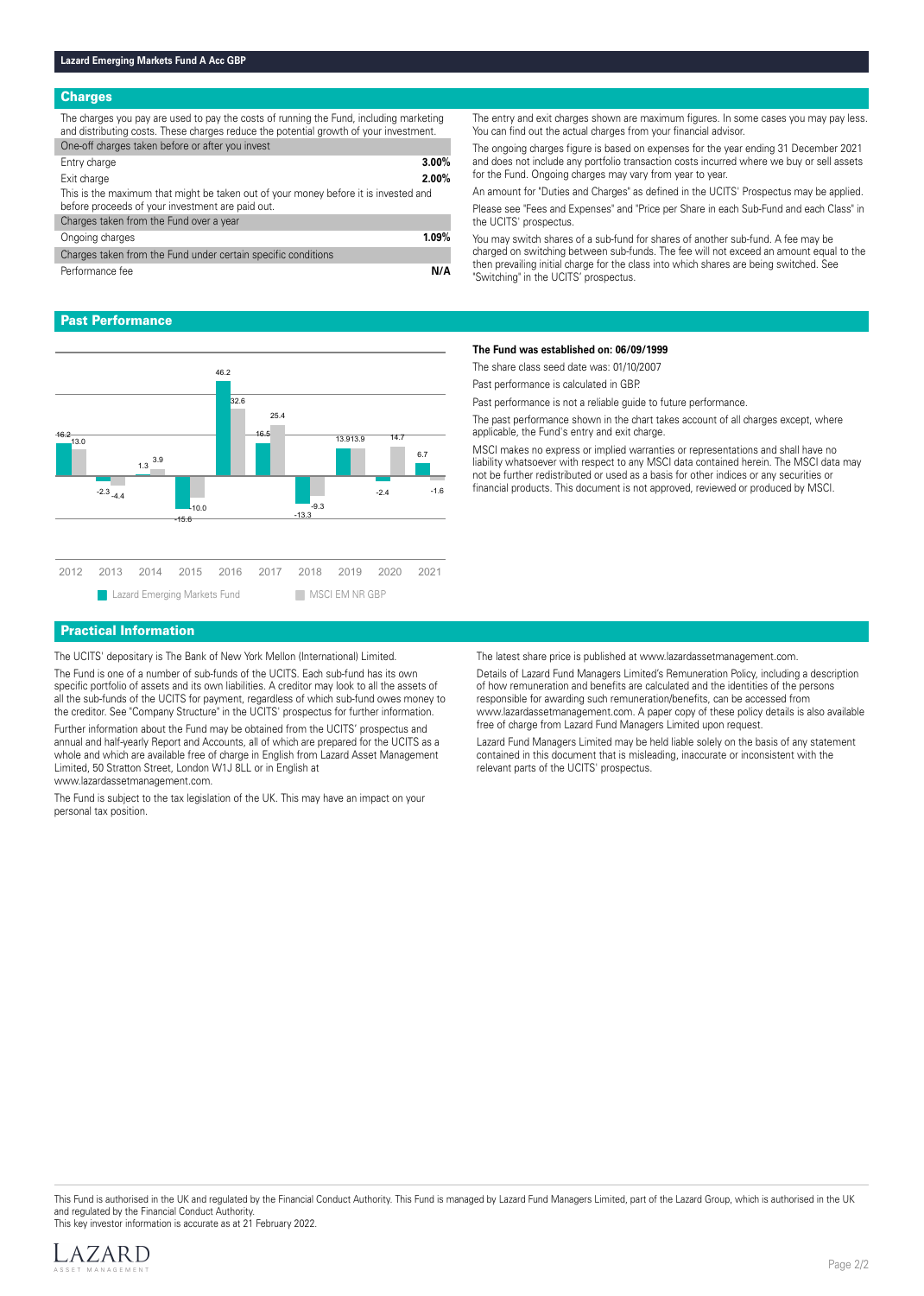## Charges

The charges you pay are used to pay the costs of running the Fund, including marketing and distributing costs. These charges reduce the potential growth of your investment.

| | |
|---|---|
| **One-off charges taken before or after you invest** | |
| Entry charge | **3.00%** |
| Exit charge | **2.00%** |
| This is the maximum that might be taken out of your money before it is invested and before proceeds of your investment are paid out. | |
| **Charges taken from the Fund over a year** | |
| Ongoing charges | **1.09%** |
| **Charges taken from the Fund under certain specific conditions** | |
| Performance fee | **N/A** |

The entry and exit charges shown are maximum figures. In some cases you may pay less. You can find out the actual charges from your financial advisor.

The ongoing charges figure is based on expenses for the year ending 31 December 2021 and does not include any portfolio transaction costs incurred where we buy or sell assets for the Fund. Ongoing charges may vary from year to year.

An amount for "Duties and Charges" as defined in the UCITS' Prospectus may be applied.

Please see "Fees and Expenses" and "Price per Share in each Sub-Fund and each Class" in the UCITS' prospectus.

You may switch shares of a sub-fund for shares of another sub-fund. A fee may be charged on switching between sub-funds. The fee will not exceed an amount equal to the then prevailing initial charge for the class into which shares are being switched. See "Switching" in the UCITS' prospectus.

## Past Performance

16.2 13.0
-2.3 -4.4
1.3 3.9
-15.6 -10.0
46.2 32.6
16.5 25.4
-13.3 -9.3
13.9 13.9
-2.4 14.7
6.7 -1.6

2012 2013 2014 2015 2016 2017 2018 2019 2020 2021

Lazard Emerging Markets Fund
MSCI EM NR GBP

**The Fund was established on: 06/09/1999**

The share class seed date was: 01/10/2007

Past performance is calculated in GBP.

Past performance is not a reliable guide to future performance.

The past performance shown in the chart takes account of all charges except, where applicable, the Fund's entry and exit charge.

MSCI makes no express or implied warranties or representations and shall have no liability whatsoever with respect to any MSCI data contained herein. The MSCI data may not be further redistributed or used as a basis for other indices or any securities or financial products. This document is not approved, reviewed or produced by MSCI.

## Practical Information

The UCITS' depositary is The Bank of New York Mellon (International) Limited.

The Fund is one of a number of sub-funds of the UCITS. Each sub-fund has its own specific portfolio of assets and its own liabilities. A creditor may look to all the assets of all the sub-funds of the UCITS for payment, regardless of which sub-fund owes money to the creditor. See "Company Structure" in the UCITS' prospectus for further information.

Further information about the Fund may be obtained from the UCITS' prospectus and annual and half-yearly Report and Accounts, all of which are prepared for the UCITS as a whole and which are available free of charge in English from Lazard Asset Management Limited, 50 Stratton Street, London W1J 8LL or in English at www.lazardassetmanagement.com.

The Fund is subject to the tax legislation of the UK. This may have an impact on your personal tax position.

The latest share price is published at www.lazardassetmanagement.com.

Details of Lazard Fund Managers Limited's Remuneration Policy, including a description of how remuneration and benefits are calculated and the identities of the persons responsible for awarding such remuneration/benefits, can be accessed from www.lazardassetmanagement.com. A paper copy of these policy details is also available free of charge from Lazard Fund Managers Limited upon request.

Lazard Fund Managers Limited may be held liable solely on the basis of any statement contained in this document that is misleading, inaccurate or inconsistent with the relevant parts of the UCITS' prospectus.

This Fund is authorised in the UK and regulated by the Financial Conduct Authority. This Fund is managed by Lazard Fund Managers Limited, part of the Lazard Group, which is authorised in the UK and regulated by the Financial Conduct Authority.
This key investor information is accurate as at 21 February 2022.